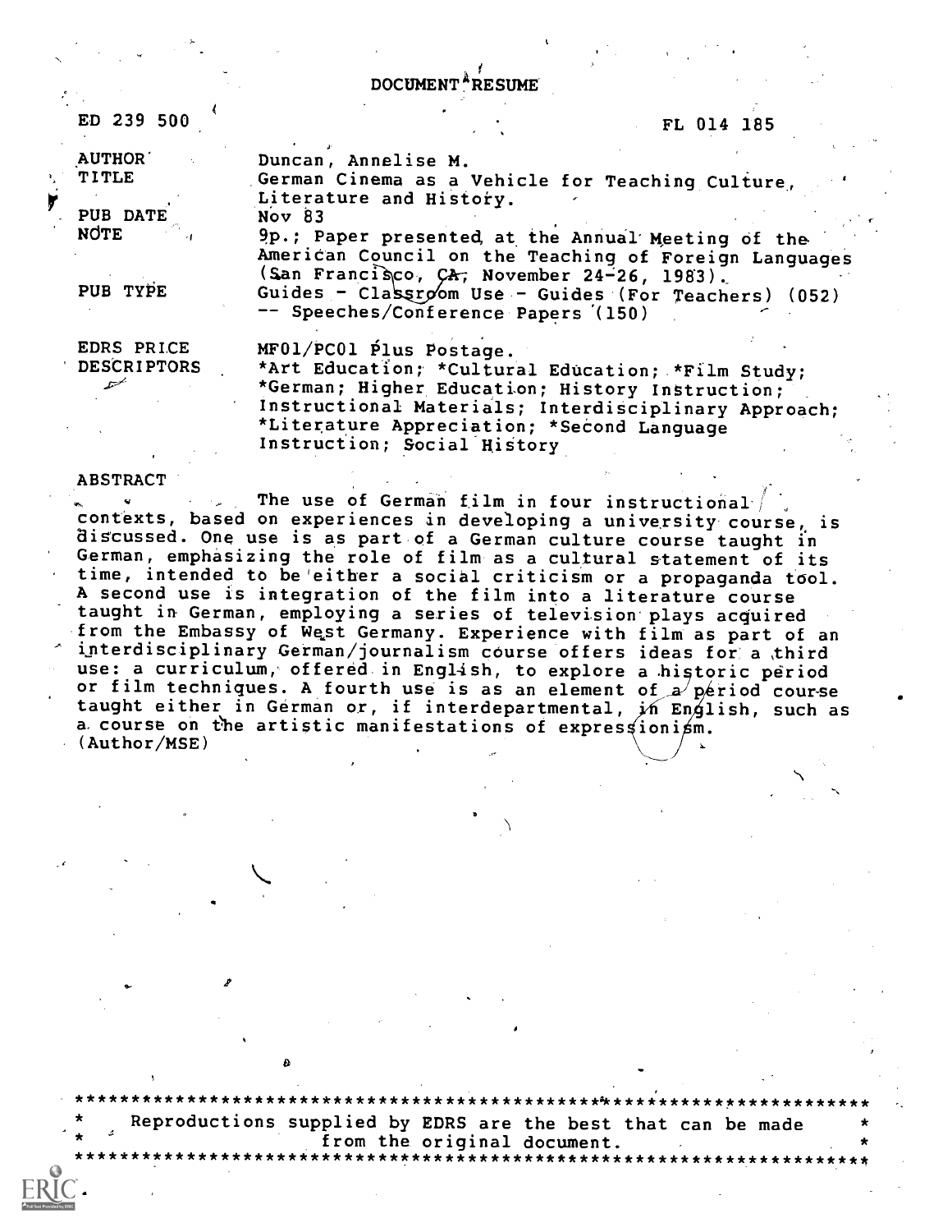# DOCUMENT RESUME

ED 239 500 FL 014 185

| | |
|---|---|
| AUTHOR | Duncan, Annelise M. |
| TITLE | German Cinema as a Vehicle for Teaching Culture, Literature and History. |
| PUB DATE | Nov 83 |
| NOTE | 9p.; Paper presented at the Annual Meeting of the American Council on the Teaching of Foreign Languages (San Francisco, CA, November 24-26, 1983). |
| PUB TYPE | Guides - Classroom Use - Guides (For Teachers) (052) -- Speeches/Conference Papers (150) |
| EDRS PRICE | MF01/PC01 Plus Postage. |
| DESCRIPTORS | *Art Education; *Cultural Education; *Film Study; *German; Higher Education; History Instruction; Instructional Materials; Interdisciplinary Approach; *Literature Appreciation; *Second Language Instruction; Social History |

ABSTRACT

The use of German film in four instructional contexts, based on experiences in developing a university course, is discussed. One use is as part of a German culture course taught in German, emphasizing the role of film as a cultural statement of its time, intended to be either a social criticism or a propaganda tool. A second use is integration of the film into a literature course taught in German, employing a series of television plays acquired from the Embassy of West Germany. Experience with film as part of an interdisciplinary German/journalism course offers ideas for a third use: a curriculum, offered in English, to explore a historic period or film techniques. A fourth use is as an element of a period course taught either in German or, if interdepartmental, in English, such as a course on the artistic manifestations of expressionism. (Author/MSE)

***********************************************************************
\* Reproductions supplied by EDRS are the best that can be made \*
\* from the original document. \*
***********************************************************************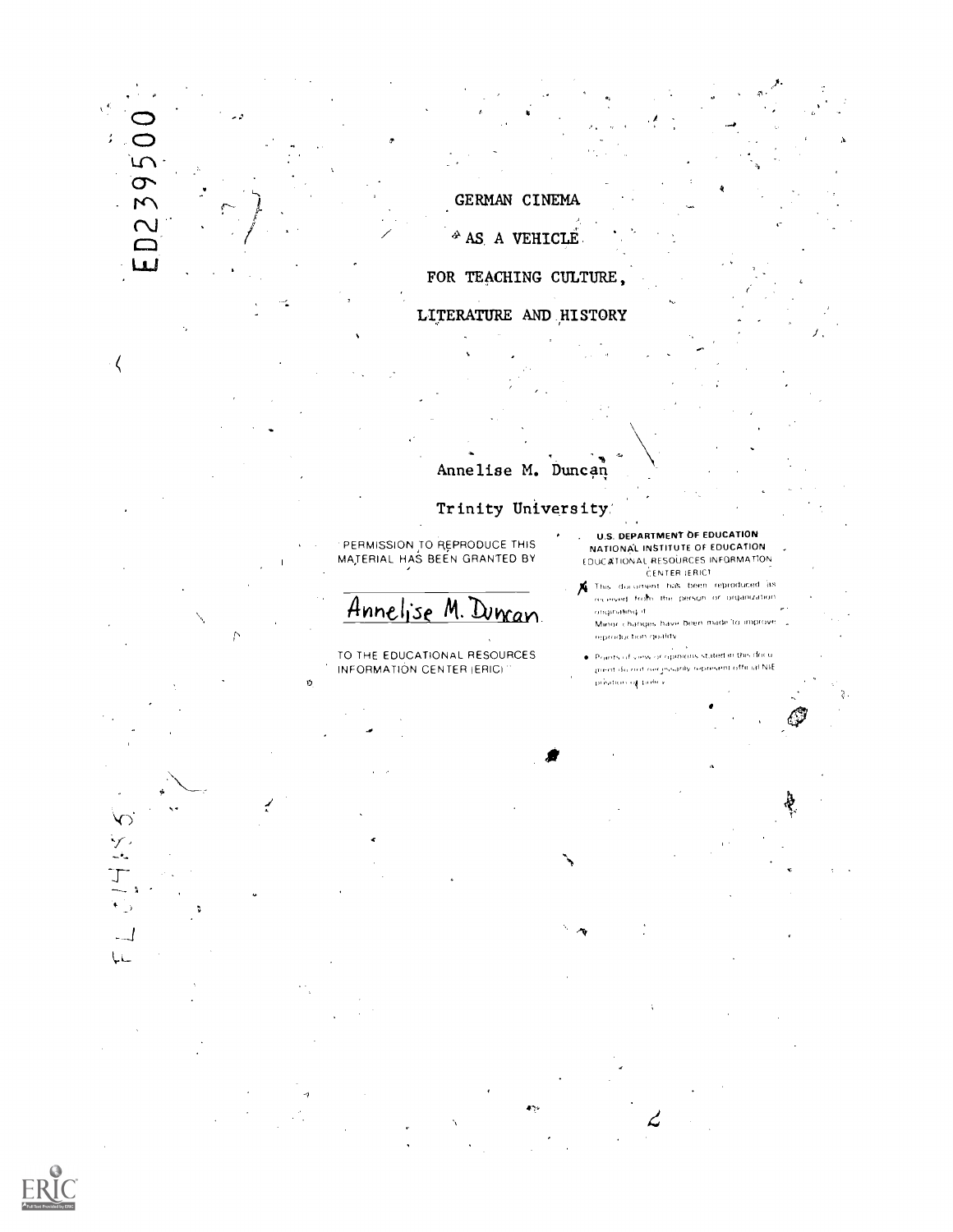ED239500

# GERMAN CINEMA

# AS A VEHICLE

# FOR TEACHING CULTURE,

# LITERATURE AND HISTORY

Annelise M. Duncan

Trinity University

PERMISSION TO REPRODUCE THIS MATERIAL HAS BEEN GRANTED BY

Annelise M. Duncan

TO THE EDUCATIONAL RESOURCES INFORMATION CENTER (ERIC)

U.S. DEPARTMENT OF EDUCATION
NATIONAL INSTITUTE OF EDUCATION
EDUCATIONAL RESOURCES INFORMATION CENTER (ERIC)

- This document has been reproduced as received from the person or organization originating it.
- Minor changes have been made to improve reproduction quality.
- Points of view or opinions stated in this document do not necessarily represent official NIE position or policy.

FL 014455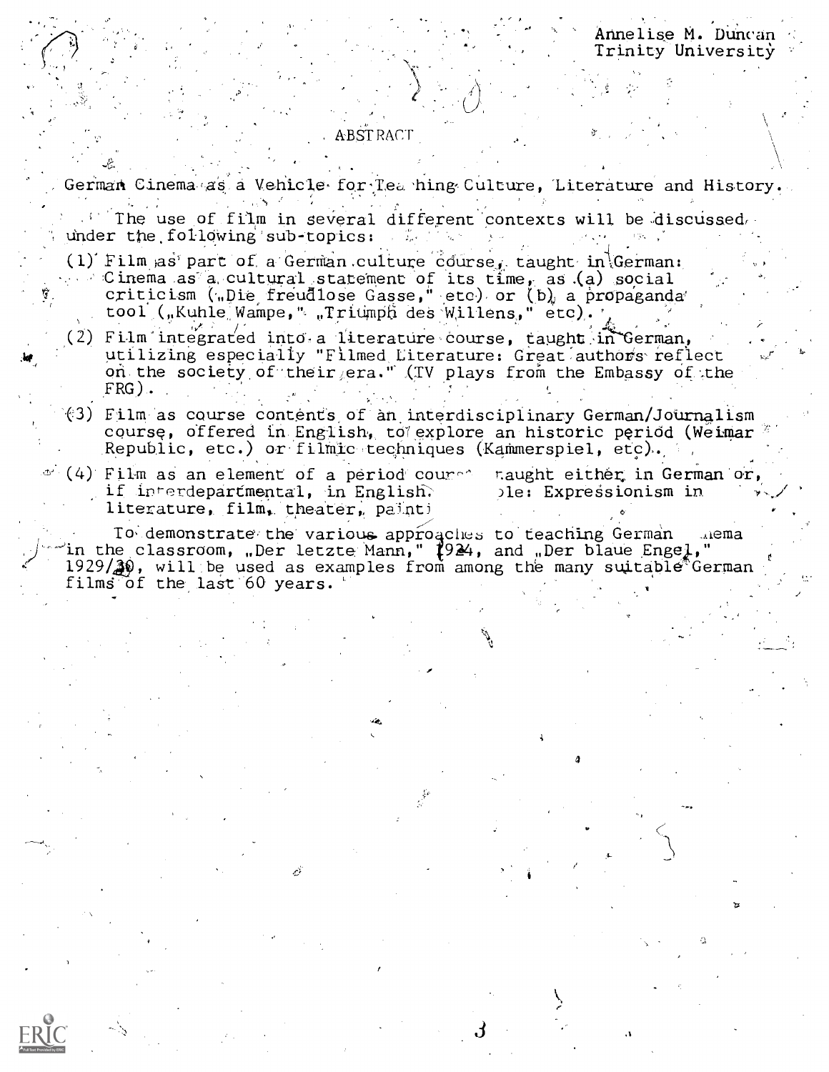Annelise M. Duncan
Trinity University

ABSTRACT

German Cinema as a Vehicle for Teaching Culture, Literature and History.

The use of film in several different contexts will be discussed under the following sub-topics:

(1) Film as part of a German culture course, taught in German: Cinema as a cultural statement of its time, as (a) social criticism („Die freudlose Gasse," etc) or (b) a propaganda tool („Kuhle Wampe," „Triumph des Willens," etc).

(2) Film integrated into a literature course, taught in German, utilizing especially "Filmed Literature: Great authors reflect on the society of their era." (TV plays from the Embassy of the FRG).

(3) Film as course contents of an interdisciplinary German/Journalism course, offered in English, to explore an historic period (Weimar Republic, etc.) or filmic techniques (Kammerspiel, etc).

(4) Film as an element of a period cour taught either in German or, if interdepartmental, in English. ple: Expressionism in literature, film, theater, painti

To demonstrate the various approaches to teaching German nema in the classroom, „Der letzte Mann," 1924, and „Der blaue Engel," 1929/30, will be used as examples from among the many suitable German films of the last 60 years.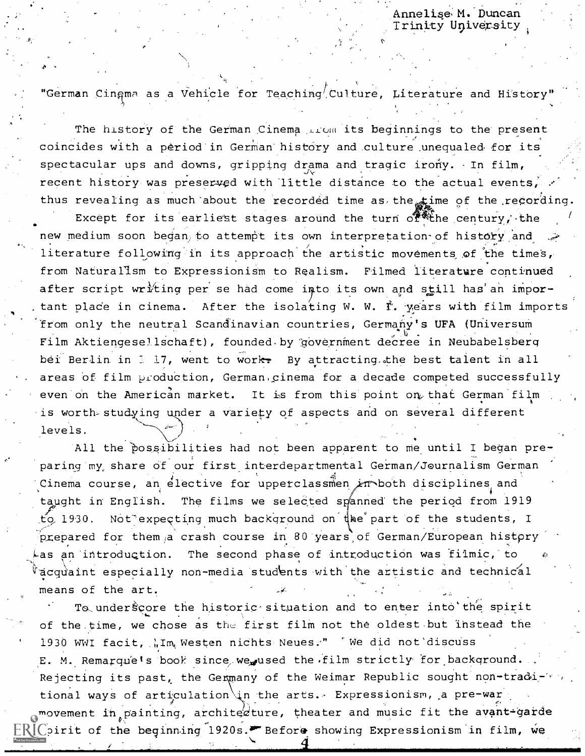Annelise M. Duncan
Trinity University

"German Cinema as a Vehicle for Teaching Culture, Literature and History"

The history of the German Cinema from its beginnings to the present coincides with a period in German history and culture unequaled for its spectacular ups and downs, gripping drama and tragic irony. In film, recent history was preserved with little distance to the actual events, thus revealing as much about the recorded time as the time of the recording.

Except for its earliest stages around the turn of the century, the new medium soon began to attempt its own interpretation of history and literature following in its approach the artistic movements of the times, from Naturalism to Expressionism to Realism. Filmed literature continued after script writing per se had come into its own and still has an important place in cinema. After the isolating W. W. I. years with film imports from only the neutral Scandinavian countries, Germany's UFA (Universum Film Aktiengesellschaft), founded by government decree in Neubabelsberg bei Berlin in 1917, went to work. By attracting the best talent in all areas of film production, German cinema for a decade competed successfully even on the American market. It is from this point on that German film is worth studying under a variety of aspects and on several different levels.

All the possibilities had not been apparent to me until I began preparing my share of our first interdepartmental German/Journalism German Cinema course, an elective for upperclassmen in both disciplines and taught in English. The films we selected spanned the period from 1919 to 1930. Not expecting much background on the part of the students, I prepared for them a crash course in 80 years of German/European history as an introduction. The second phase of introduction was filmic, to acquaint especially non-media students with the artistic and technical means of the art.

To underscore the historic situation and to enter into the spirit of the time, we chose as the first film not the oldest but instead the 1930 WWI facit, „Im Westen nichts Neues." We did not discuss E. M. Remarque's book since we used the film strictly for background. Rejecting its past, the Germany of the Weimar Republic sought non-traditional ways of articulation in the arts. Expressionism, a pre-war movement in painting, architecture, theater and music fit the avant-garde spirit of the beginning 1920s. Before showing Expressionism in film, we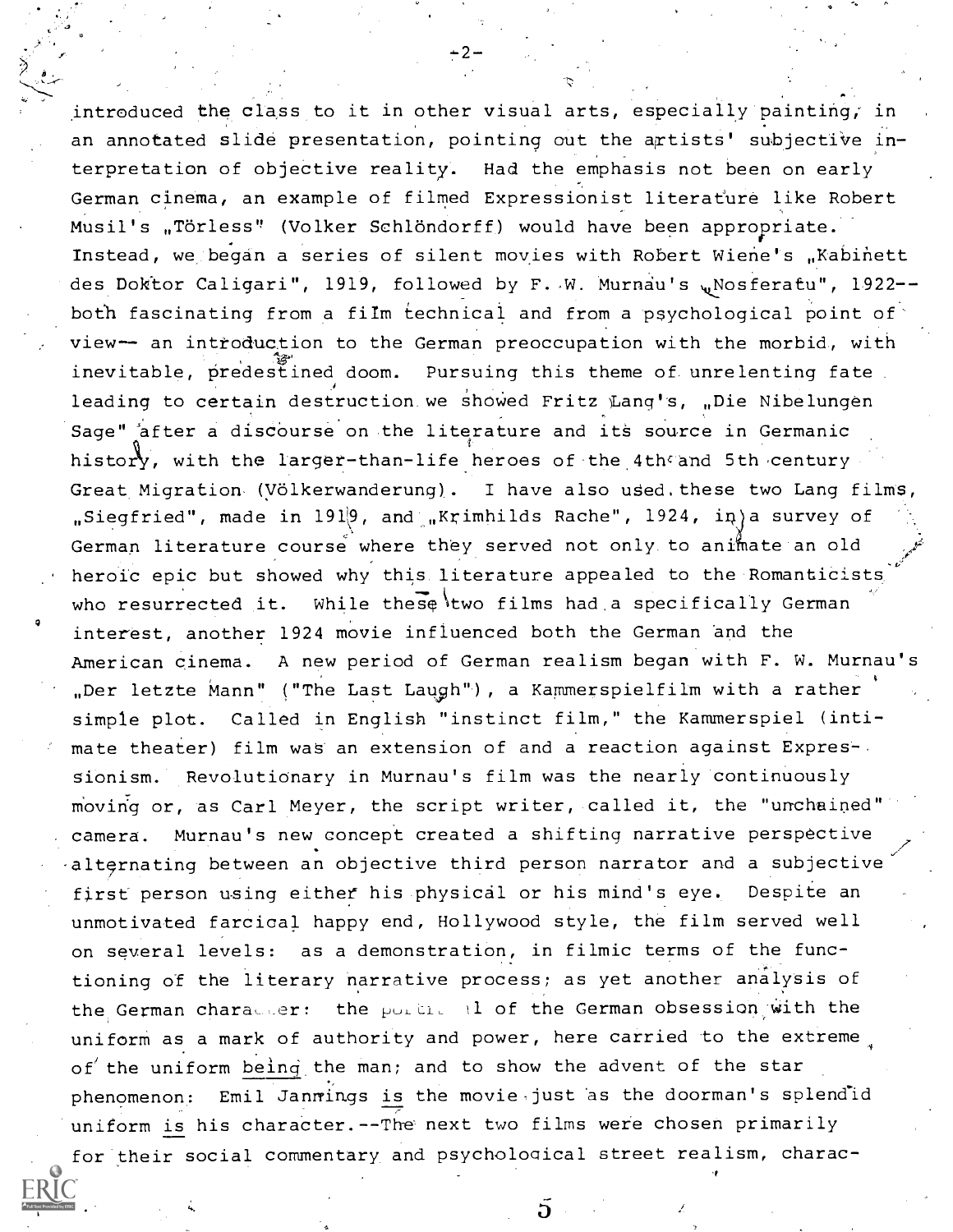introduced the class to it in other visual arts, especially painting, in an annotated slide presentation, pointing out the artists' subjective interpretation of objective reality. Had the emphasis not been on early German cinema, an example of filmed Expressionist literature like Robert Musil's „Törless" (Volker Schlöndorff) would have been appropriate. Instead, we began a series of silent movies with Robert Wiene's „Kabinett des Doktor Caligari", 1919, followed by F. W. Murnau's „Nosferatu", 1922--both fascinating from a film technical and from a psychological point of view-- an introduction to the German preoccupation with the morbid, with inevitable, predestined doom. Pursuing this theme of unrelenting fate leading to certain destruction we showed Fritz Lang's, „Die Nibelungen Sage" after a discourse on the literature and its source in Germanic history, with the larger-than-life heroes of the 4th and 5th century Great Migration (Völkerwanderung). I have also used these two Lang films, „Siegfried", made in 1919, and „Krimhilds Rache", 1924, in a survey of German literature course where they served not only to animate an old heroic epic but showed why this literature appealed to the Romanticists who resurrected it. While these two films had a specifically German interest, another 1924 movie influenced both the German and the American cinema. A new period of German realism began with F. W. Murnau's „Der letzte Mann" ("The Last Laugh"), a Kammerspielfilm with a rather simple plot. Called in English "instinct film," the Kammerspiel (intimate theater) film was an extension of and a reaction against Expressionism. Revolutionary in Murnau's film was the nearly continuously moving or, as Carl Meyer, the script writer, called it, the "unchained" camera. Murnau's new concept created a shifting narrative perspective alternating between an objective third person narrator and a subjective first person using either his physical or his mind's eye. Despite an unmotivated farcical happy end, Hollywood style, the film served well on several levels: as a demonstration, in filmic terms of the functioning of the literary narrative process; as yet another analysis of the German character: the portrayal of the German obsession with the uniform as a mark of authority and power, here carried to the extreme of the uniform _being_ the man; and to show the advent of the star phenomenon: Emil Jannings _is_ the movie just as the doorman's splendid uniform _is_ his character.--The next two films were chosen primarily for their social commentary and psychological street realism, charac-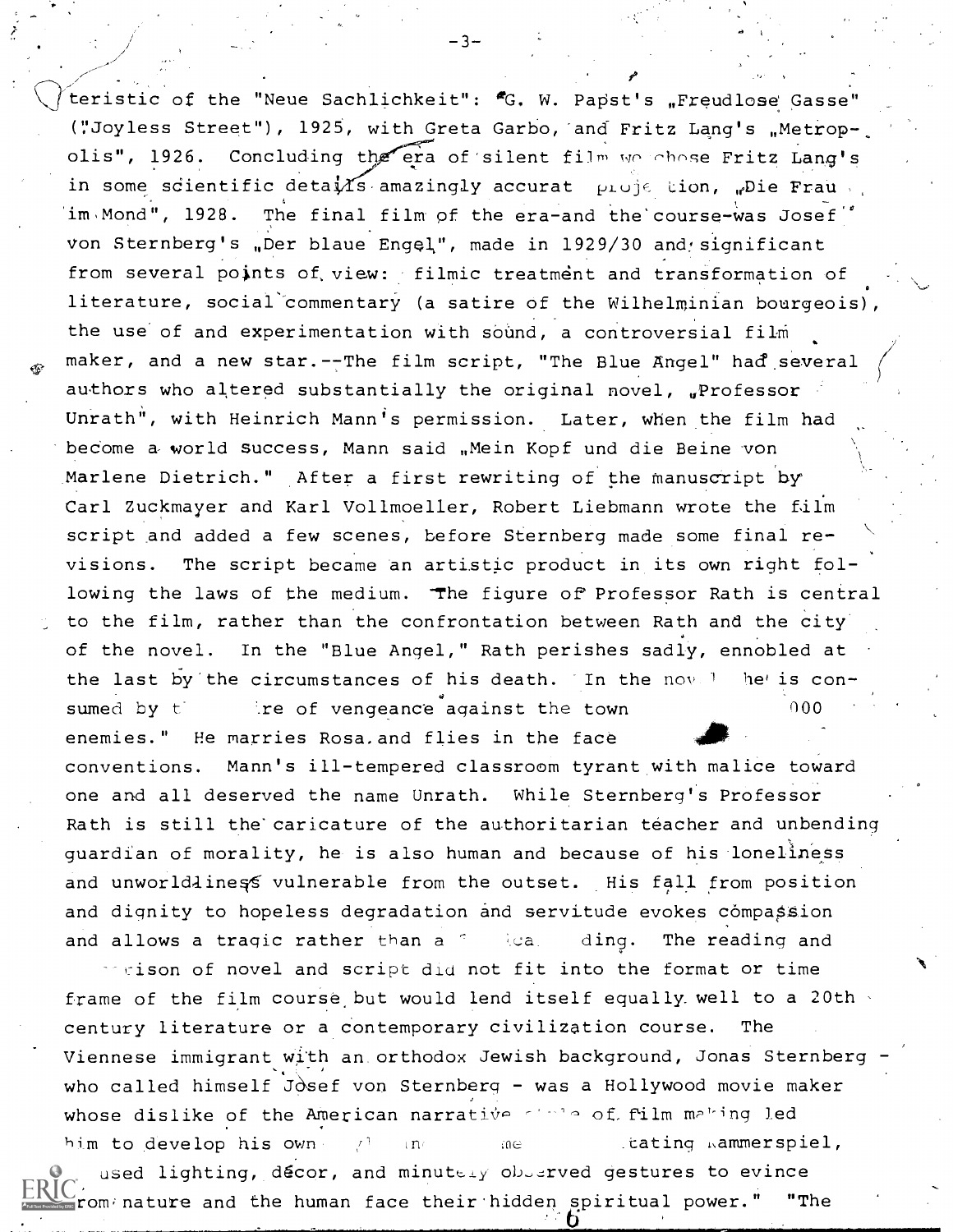teristic of the "Neue Sachlichkeit": G. W. Papst's „Freudlose Gasse" ("Joyless Street"), 1925, with Greta Garbo, and Fritz Lang's „Metropolis", 1926. Concluding the era of silent film we chose Fritz Lang's in some scientific details amazingly accurat projection, „Die Frau im Mond", 1928. The final film of the era-and the course-was Josef von Sternberg's „Der blaue Engel", made in 1929/30 and significant from several points of view: filmic treatment and transformation of literature, social commentary (a satire of the Wilhelminian bourgeois), the use of and experimentation with sound, a controversial film maker, and a new star.--The film script, "The Blue Angel" had several authors who altered substantially the original novel, „Professor Unrath", with Heinrich Mann's permission. Later, when the film had become a world success, Mann said „Mein Kopf und die Beine von Marlene Dietrich." After a first rewriting of the manuscript by Carl Zuckmayer and Karl Vollmoeller, Robert Liebmann wrote the film script and added a few scenes, before Sternberg made some final revisions. The script became an artistic product in its own right following the laws of the medium. The figure of Professor Rath is central to the film, rather than the confrontation between Rath and the city of the novel. In the "Blue Angel," Rath perishes sadly, ennobled at the last by the circumstances of his death. In the nov l he is consumed by t re of vengeance against the town 000 enemies." He marries Rosa and flies in the face conventions. Mann's ill-tempered classroom tyrant with malice toward one and all deserved the name Unrath. While Sternberg's Professor Rath is still the caricature of the authoritarian teacher and unbending guardian of morality, he is also human and because of his loneliness and unworldliness vulnerable from the outset. His fall from position and dignity to hopeless degradation and servitude evokes compassion and allows a tragic rather than a ica ding. The reading and rison of novel and script did not fit into the format or time frame of the film course but would lend itself equally well to a 20th century literature or a contemporary civilization course. The Viennese immigrant with an orthodox Jewish background, Jonas Sternberg - who called himself Josef von Sternberg - was a Hollywood movie maker whose dislike of the American narrative of film making led him to develop his own n me tating Kammerspiel, used lighting, décor, and minutely observed gestures to evince from nature and the human face their hidden spiritual power." "The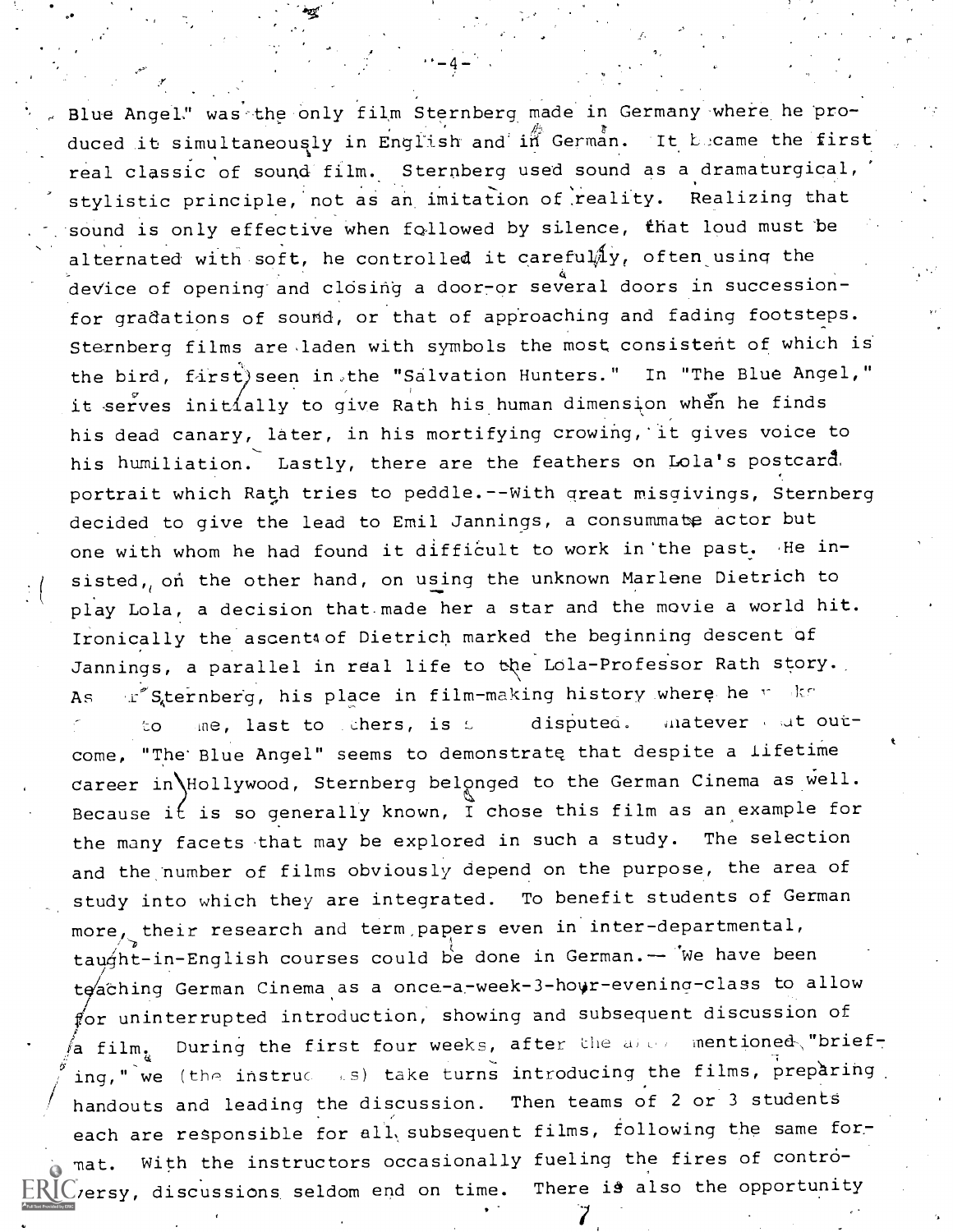Blue Angel" was the only film Sternberg made in Germany where he produced it simultaneously in English and in German. It became the first real classic of sound film. Sternberg used sound as a dramaturgical, stylistic principle, not as an imitation of reality. Realizing that sound is only effective when followed by silence, that loud must be alternated with soft, he controlled it carefully, often using the device of opening and closing a door-or several doors in succession-for gradations of sound, or that of approaching and fading footsteps. Sternberg films are laden with symbols the most consistent of which is the bird, first seen in the "Salvation Hunters." In "The Blue Angel," it serves initially to give Rath his human dimension when he finds his dead canary, later, in his mortifying crowing, it gives voice to his humiliation. Lastly, there are the feathers on Lola's postcard portrait which Rath tries to peddle.--With great misgivings, Sternberg decided to give the lead to Emil Jannings, a consummate actor but one with whom he had found it difficult to work in the past. He insisted, on the other hand, on using the unknown Marlene Dietrich to play Lola, a decision that made her a star and the movie a world hit. Ironically the ascent of Dietrich marked the beginning descent of Jannings, a parallel in real life to the Lola-Professor Rath story. As for Sternberg, his place in film-making history where he ranks first to some, last to others, is still disputed. Whatever that outcome, "The Blue Angel" seems to demonstrate that despite a lifetime career in Hollywood, Sternberg belonged to the German Cinema as well. Because it is so generally known, I chose this film as an example for the many facets that may be explored in such a study. The selection and the number of films obviously depend on the purpose, the area of study into which they are integrated. To benefit students of German more, their research and term papers even in inter-departmental, taught-in-English courses could be done in German.— We have been teaching German Cinema as a once-a-week-3-hour-evening-class to allow for uninterrupted introduction, showing and subsequent discussion of a film. During the first four weeks, after the above mentioned "briefing," we (the instructors) take turns introducing the films, preparing handouts and leading the discussion. Then teams of 2 or 3 students each are responsible for all subsequent films, following the same format. With the instructors occasionally fueling the fires of controversy, discussions seldom end on time. There is also the opportunity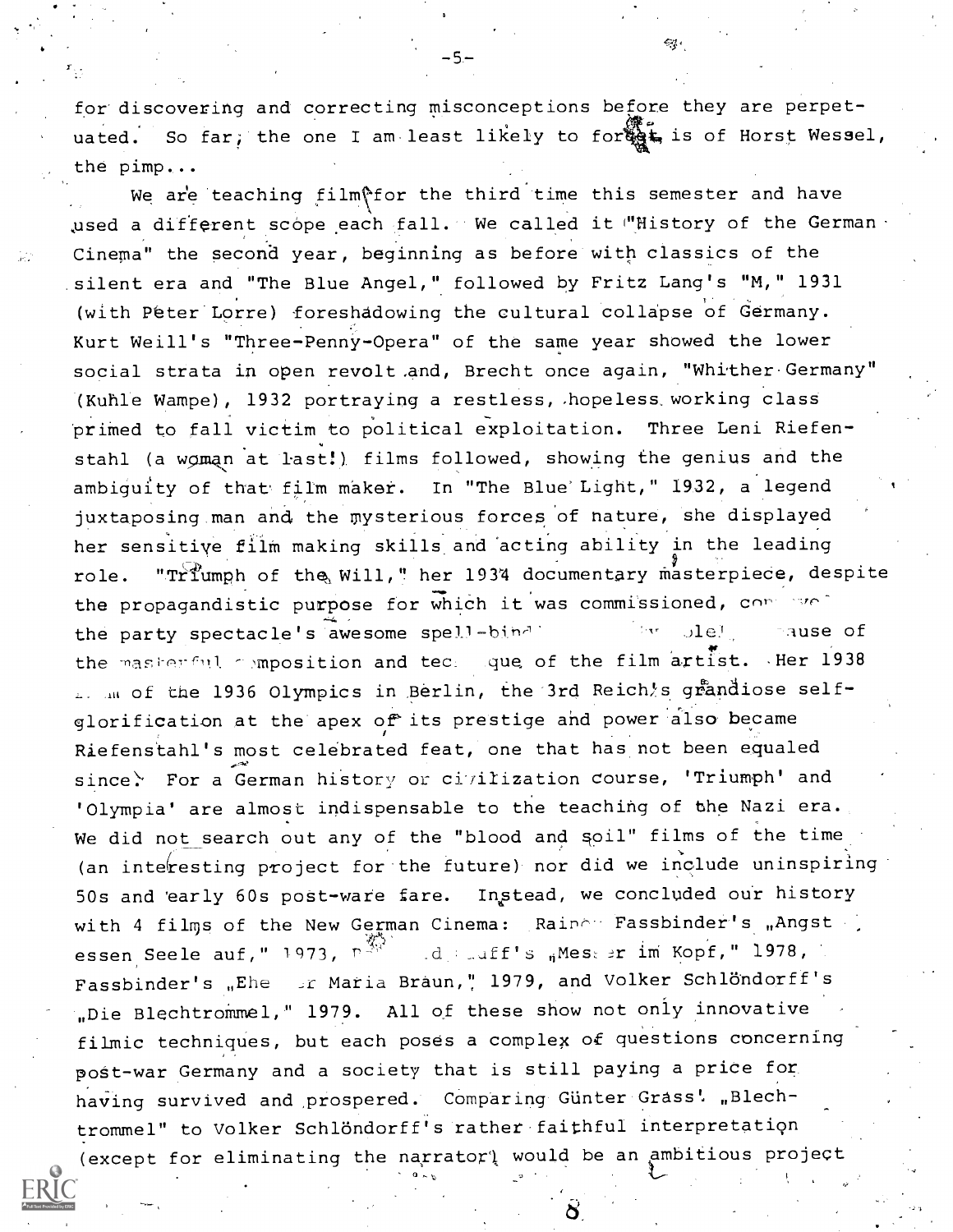for discovering and correcting misconceptions before they are perpetuated. So far, the one I am least likely to forget is of Horst Wessel, the pimp...

We are teaching film for the third time this semester and have used a different scope each fall. We called it "History of the German Cinema" the second year, beginning as before with classics of the silent era and "The Blue Angel," followed by Fritz Lang's "M," 1931 (with Peter Lorre) foreshadowing the cultural collapse of Germany. Kurt Weill's "Three-Penny-Opera" of the same year showed the lower social strata in open revolt and, Brecht once again, "Whither Germany" (Kuhle Wampe), 1932 portraying a restless, hopeless working class primed to fall victim to political exploitation. Three Leni Riefenstahl (a woman at last!) films followed, showing the genius and the ambiguity of that film maker. In "The Blue Light," 1932, a legend juxtaposing man and the mysterious forces of nature, she displayed her sensitive film making skills and acting ability in the leading role. "Triumph of the Will," her 1934 documentary masterpiece, despite the propagandistic purpose for which it was commissioned, conveys the party spectacle's awesome spell-binding ... ole! ... cause of the masterful composition and technique of the film artist. Her 1938 film of the 1936 Olympics in Berlin, the 3rd Reich's grandiose self-glorification at the apex of its prestige and power also became Riefenstahl's most celebrated feat, one that has not been equaled since. For a German history or civilization course, 'Triumph' and 'Olympia' are almost indispensable to the teaching of the Nazi era. We did not search out any of the "blood and soil" films of the time (an interesting project for the future) nor did we include uninspiring 50s and early 60s post-ware fare. Instead, we concluded our history with 4 films of the New German Cinema: Rainer Fassbinder's „Angst essen Seele auf," 1973, R... ...d ...uff's „Messer im Kopf," 1978, Fassbinder's „Ehe der Maria Braun," 1979, and Volker Schlöndorff's „Die Blechtrommel," 1979. All of these show not only innovative filmic techniques, but each poses a complex of questions concerning post-war Germany and a society that is still paying a price for having survived and prospered. Comparing Günter Grass' „Blechtrommel" to Volker Schlöndorff's rather faithful interpretation (except for eliminating the narrator) would be an ambitious project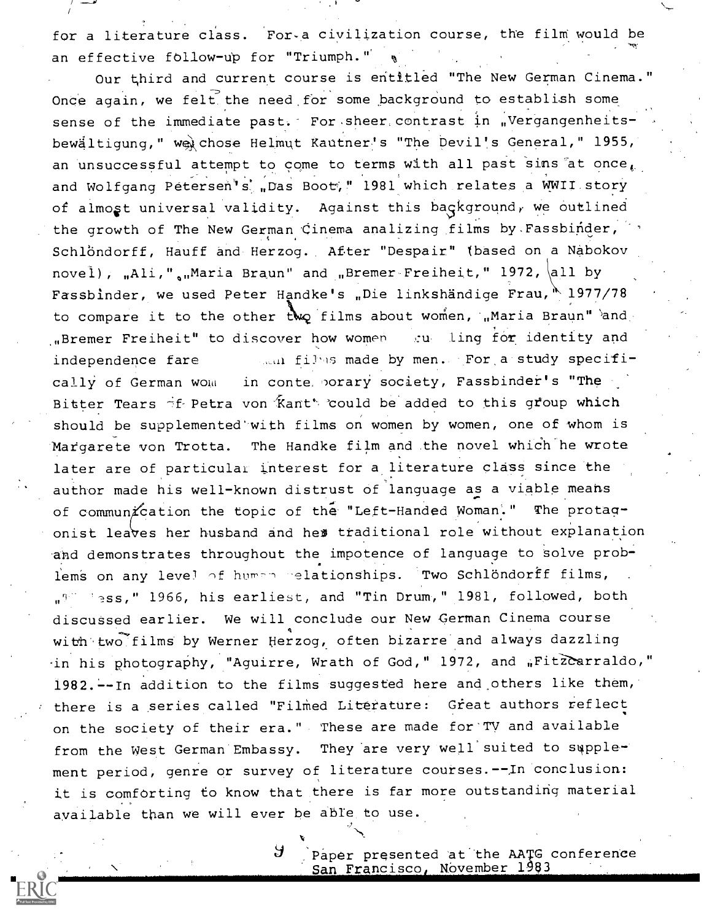for a literature class. For a civilization course, the film would be an effective follow-up for "Triumph."

Our third and current course is entitled "The New German Cinema." Once again, we felt the need for some background to establish some sense of the immediate past. For sheer contrast in „Vergangenheitsbewältigung," we chose Helmut Kautner's "The Devil's General," 1955, an unsuccessful attempt to come to terms with all past sins at once, and Wolfgang Petersen's „Das Boot," 1981 which relates a WWII story of almost universal validity. Against this background, we outlined the growth of The New German Cinema analizing films by Fassbinder, Schlöndorff, Hauff and Herzog. After "Despair" (based on a Nabokov novel), „Ali," „Maria Braun" and „Bremer Freiheit," 1972, all by Fassbinder, we used Peter Handke's „Die linkshändige Frau," 1977/78 to compare it to the other two films about women, „Maria Braun" and „Bremer Freiheit" to discover how women ..u ling for identity and independence fare ...al films made by men. For a study specifically of German wom in conte.porary society, Fassbinder's "The Bitter Tears of Petra von Kant" could be added to this group which should be supplemented with films on women by women, one of whom is Margarete von Trotta. The Handke film and the novel which he wrote later are of particular interest for a literature class since the author made his well-known distrust of language as a viable means of communication the topic of the "Left-Handed Woman." The protagonist leaves her husband and her traditional role without explanation and demonstrates throughout the impotence of language to solve problems on any level of hum.. relationships. Two Schlöndorff films, „T.. ess," 1966, his earliest, and "Tin Drum," 1981, followed, both discussed earlier. We will conclude our New German Cinema course with two films by Werner Herzog, often bizarre and always dazzling in his photography, "Aguirre, Wrath of God," 1972, and „Fitzcarraldo," 1982.--In addition to the films suggested here and others like them, there is a series called "Filmed Literature: Great authors reflect on the society of their era." These are made for TV and available from the West German Embassy. They are very well suited to supplement period, genre or survey of literature courses.--In conclusion: it is comforting to know that there is far more outstanding material available than we will ever be able to use.

Paper presented at the AATG conference
San Francisco, November 1983